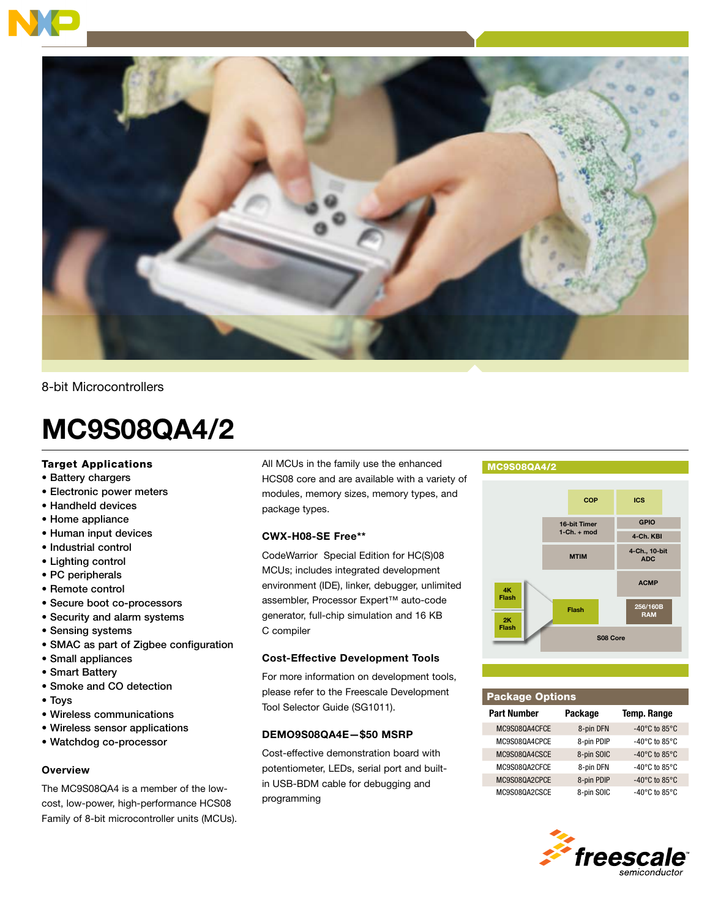8-bit Microcontrollers

# MC9S08QA4/2

### Target Applications

- Battery chargers
- Electronic power meters
- Handheld devices
- Home appliance
- Human input devices
- Industrial control
- Lighting control
- PC peripherals
- Remote control
- Secure boot co-processors
- Security and alarm systems
- Sensing systems
- SMAC as part of Zigbee configuration
- Small appliances
- Smart Battery
- Smoke and CO detection
- Toys
- Wireless communications
- Wireless sensor applications
- Watchdog co-processor

### Overview

The MC9S08QA4 is a member of the low-cost, low-power, high-performance HCS08 Family of 8-bit microcontroller units (MCUs). All MCUs in the family use the enhanced HCS08 core and are available with a variety of modules, memory sizes, memory types, and package types.

### CWX-H08-SE Free**

CodeWarrior Special Edition for HC(S)08 MCUs; includes integrated development environment (IDE), linker, debugger, unlimited assembler, Processor Expert™ auto-code generator, full-chip simulation and 16 KB C compiler

### Cost-Effective Development Tools

For more information on development tools, please refer to the Freescale Development Tool Selector Guide (SG1011).

### DEMO9S08QA4E—$50 MSRP

Cost-effective demonstration board with potentiometer, LEDs, serial port and built-in USB-BDM cable for debugging and programming

### MC9S08QA4/2

COP
ICS
16-bit Timer 1-Ch. + mod
GPIO
4-Ch. KBI
MTIM
4-Ch., 10-bit ADC
ACMP
4K Flash
2K Flash
Flash
256/160B RAM
S08 Core

### Package Options

| Part Number | Package | Temp. Range |
|---|---|---|
| MC9S08QA4CFCE | 8-pin DFN | -40°C to 85°C |
| MC9S08QA4CPCE | 8-pin PDIP | -40°C to 85°C |
| MC9S08QA4CSCE | 8-pin SOIC | -40°C to 85°C |
| MC9S08QA2CFCE | 8-pin DFN | -40°C to 85°C |
| MC9S08QA2CPCE | 8-pin PDIP | -40°C to 85°C |
| MC9S08QA2CSCE | 8-pin SOIC | -40°C to 85°C |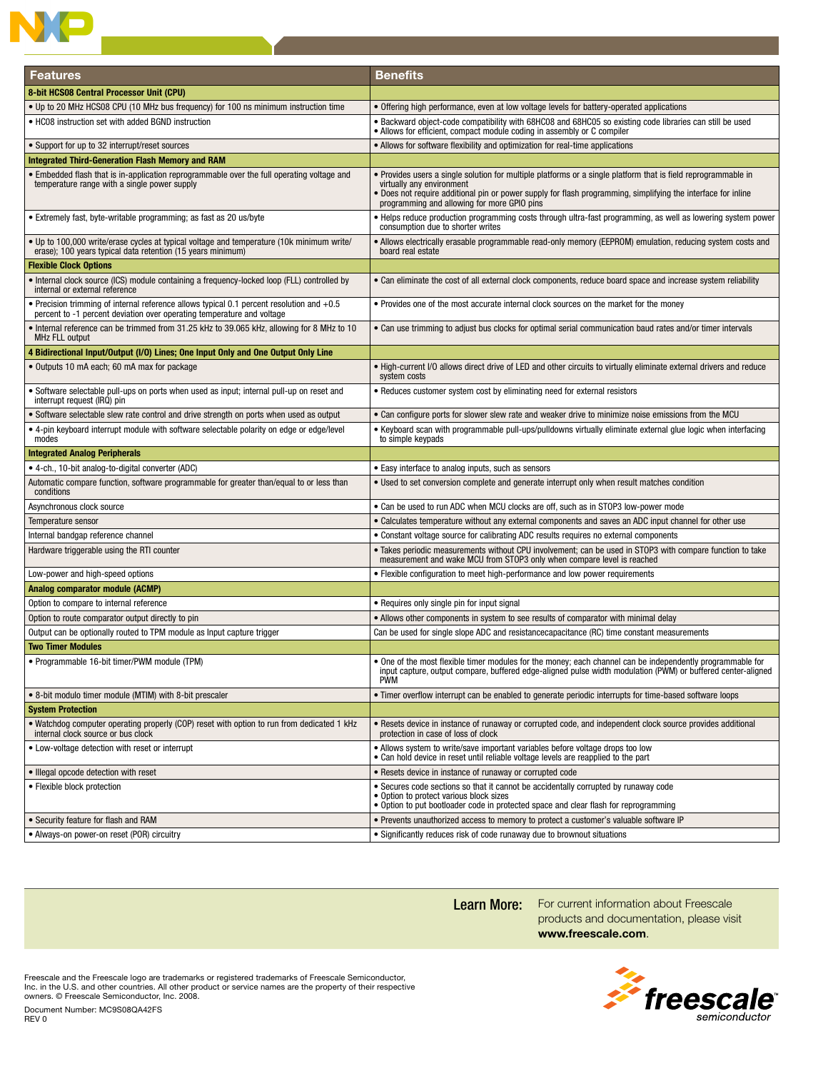| Features | Benefits |
|---|---|
| **8-bit HCS08 Central Processor Unit (CPU)** | |
| • Up to 20 MHz HCS08 CPU (10 MHz bus frequency) for 100 ns minimum instruction time | • Offering high performance, even at low voltage levels for battery-operated applications |
| • HC08 instruction set with added BGND instruction | • Backward object-code compatibility with 68HC08 and 68HC05 so existing code libraries can still be used<br>• Allows for efficient, compact module coding in assembly or C compiler |
| • Support for up to 32 interrupt/reset sources | • Allows for software flexibility and optimization for real-time applications |
| **Integrated Third-Generation Flash Memory and RAM** | |
| • Embedded flash that is in-application reprogrammable over the full operating voltage and temperature range with a single power supply | • Provides users a single solution for multiple platforms or a single platform that is field reprogrammable in virtually any environment<br>• Does not require additional pin or power supply for flash programming, simplifying the interface for inline programming and allowing for more GPIO pins |
| • Extremely fast, byte-writable programming; as fast as 20 us/byte | • Helps reduce production programming costs through ultra-fast programming, as well as lowering system power consumption due to shorter writes |
| • Up to 100,000 write/erase cycles at typical voltage and temperature (10k minimum write/erase); 100 years typical data retention (15 years minimum) | • Allows electrically erasable programmable read-only memory (EEPROM) emulation, reducing system costs and board real estate |
| **Flexible Clock Options** | |
| • Internal clock source (ICS) module containing a frequency-locked loop (FLL) controlled by internal or external reference | • Can eliminate the cost of all external clock components, reduce board space and increase system reliability |
| • Precision trimming of internal reference allows typical 0.1 percent resolution and +0.5 percent to -1 percent deviation over operating temperature and voltage | • Provides one of the most accurate internal clock sources on the market for the money |
| • Internal reference can be trimmed from 31.25 kHz to 39.065 kHz, allowing for 8 MHz to 10 MHz FLL output | • Can use trimming to adjust bus clocks for optimal serial communication baud rates and/or timer intervals |
| **4 Bidirectional Input/Output (I/O) Lines; One Input Only and One Output Only Line** | |
| • Outputs 10 mA each; 60 mA max for package | • High-current I/O allows direct drive of LED and other circuits to virtually eliminate external drivers and reduce system costs |
| • Software selectable pull-ups on ports when used as input; internal pull-up on reset and interrupt request (IRQ) pin | • Reduces customer system cost by eliminating need for external resistors |
| • Software selectable slew rate control and drive strength on ports when used as output | • Can configure ports for slower slew rate and weaker drive to minimize noise emissions from the MCU |
| • 4-pin keyboard interrupt module with software selectable polarity on edge or edge/level modes | • Keyboard scan with programmable pull-ups/pulldowns virtually eliminate external glue logic when interfacing to simple keypads |
| **Integrated Analog Peripherals** | |
| • 4-ch., 10-bit analog-to-digital converter (ADC) | • Easy interface to analog inputs, such as sensors |
| Automatic compare function, software programmable for greater than/equal to or less than conditions | • Used to set conversion complete and generate interrupt only when result matches condition |
| Asynchronous clock source | • Can be used to run ADC when MCU clocks are off, such as in STOP3 low-power mode |
| Temperature sensor | • Calculates temperature without any external components and saves an ADC input channel for other use |
| Internal bandgap reference channel | • Constant voltage source for calibrating ADC results requires no external components |
| Hardware triggerable using the RTI counter | • Takes periodic measurements without CPU involvement; can be used in STOP3 with compare function to take measurement and wake MCU from STOP3 only when compare level is reached |
| Low-power and high-speed options | • Flexible configuration to meet high-performance and low power requirements |
| **Analog comparator module (ACMP)** | |
| Option to compare to internal reference | • Requires only single pin for input signal |
| Option to route comparator output directly to pin | • Allows other components in system to see results of comparator with minimal delay |
| Output can be optionally routed to TPM module as Input capture trigger | Can be used for single slope ADC and resistancecapacitance (RC) time constant measurements |
| **Two Timer Modules** | |
| • Programmable 16-bit timer/PWM module (TPM) | • One of the most flexible timer modules for the money; each channel can be independently programmable for input capture, output compare, buffered edge-aligned pulse width modulation (PWM) or buffered center-aligned PWM |
| • 8-bit modulo timer module (MTIM) with 8-bit prescaler | • Timer overflow interrupt can be enabled to generate periodic interrupts for time-based software loops |
| **System Protection** | |
| • Watchdog computer operating properly (COP) reset with option to run from dedicated 1 kHz internal clock source or bus clock | • Resets device in instance of runaway or corrupted code, and independent clock source provides additional protection in case of loss of clock |
| • Low-voltage detection with reset or interrupt | • Allows system to write/save important variables before voltage drops too low<br>• Can hold device in reset until reliable voltage levels are reapplied to the part |
| • Illegal opcode detection with reset | • Resets device in instance of runaway or corrupted code |
| • Flexible block protection | • Secures code sections so that it cannot be accidentally corrupted by runaway code<br>• Option to protect various block sizes<br>• Option to put bootloader code in protected space and clear flash for reprogramming |
| • Security feature for flash and RAM | • Prevents unauthorized access to memory to protect a customer's valuable software IP |
| • Always-on power-on reset (POR) circuitry | • Significantly reduces risk of code runaway due to brownout situations |

**Learn More:** For current information about Freescale products and documentation, please visit **www.freescale.com**.

Freescale and the Freescale logo are trademarks or registered trademarks of Freescale Semiconductor, Inc. in the U.S. and other countries. All other product or service names are the property of their respective owners. © Freescale Semiconductor, Inc. 2008.

Document Number: MC9S08QA42FS
REV 0